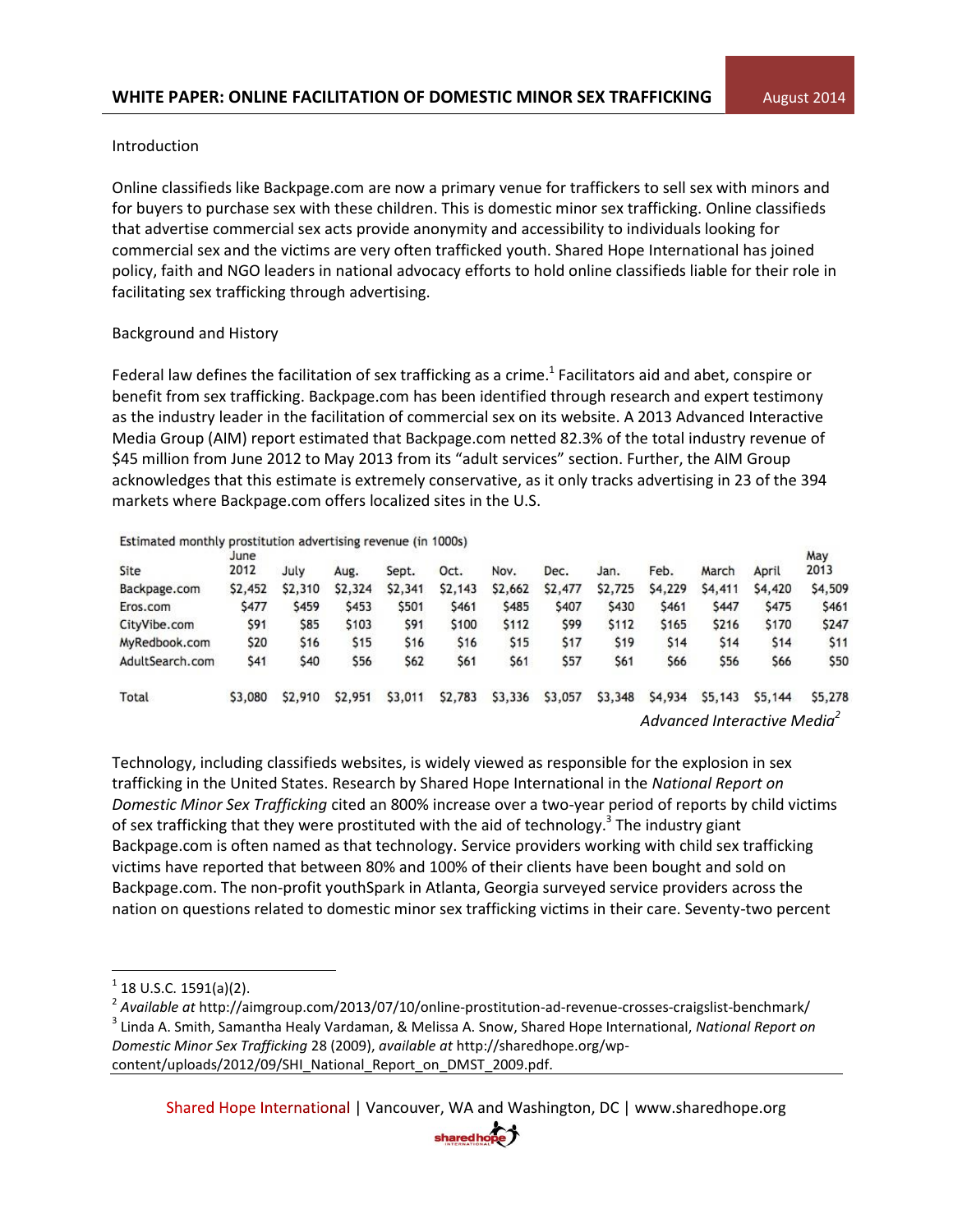# WHITE PAPER: ONLINE FACILITATION OF DOMESTIC MINOR SEX TRAFFICKING

August 2014

## Introduction

Online classifieds like Backpage.com are now a primary venue for traffickers to sell sex with minors and for buyers to purchase sex with these children. This is domestic minor sex trafficking. Online classifieds that advertise commercial sex acts provide anonymity and accessibility to individuals looking for commercial sex and the victims are very often trafficked youth. Shared Hope International has joined policy, faith and NGO leaders in national advocacy efforts to hold online classifieds liable for their role in facilitating sex trafficking through advertising.

## Background and History

Federal law defines the facilitation of sex trafficking as a crime.[1] Facilitators aid and abet, conspire or benefit from sex trafficking. Backpage.com has been identified through research and expert testimony as the industry leader in the facilitation of commercial sex on its website. A 2013 Advanced Interactive Media Group (AIM) report estimated that Backpage.com netted 82.3% of the total industry revenue of $45 million from June 2012 to May 2013 from its "adult services" section. Further, the AIM Group acknowledges that this estimate is extremely conservative, as it only tracks advertising in 23 of the 394 markets where Backpage.com offers localized sites in the U.S.

Estimated monthly prostitution advertising revenue (in 1000s)

| Site | June 2012 | July | Aug. | Sept. | Oct. | Nov. | Dec. | Jan. | Feb. | March | April | May 2013 |
|---|---|---|---|---|---|---|---|---|---|---|---|---|
| Backpage.com | $2,452 | $2,310 | $2,324 | $2,341 | $2,143 | $2,662 | $2,477 | $2,725 | $4,229 | $4,411 | $4,420 | $4,509 |
| Eros.com | $477 | $459 | $453 | $501 | $461 | $485 | $407 | $430 | $461 | $447 | $475 | $461 |
| CityVibe.com | $91 | $85 | $103 | $91 | $100 | $112 | $99 | $112 | $165 | $216 | $170 | $247 |
| MyRedbook.com | $20 | $16 | $15 | $16 | $16 | $15 | $17 | $19 | $14 | $14 | $14 | $11 |
| AdultSearch.com | $41 | $40 | $56 | $62 | $61 | $61 | $57 | $61 | $66 | $56 | $66 | $50 |
| Total | $3,080 | $2,910 | $2,951 | $3,011 | $2,783 | $3,336 | $3,057 | $3,348 | $4,934 | $5,143 | $5,144 | $5,278 |

*Advanced Interactive Media*[2]

Technology, including classifieds websites, is widely viewed as responsible for the explosion in sex trafficking in the United States. Research by Shared Hope International in the *National Report on Domestic Minor Sex Trafficking* cited an 800% increase over a two-year period of reports by child victims of sex trafficking that they were prostituted with the aid of technology.[3] The industry giant Backpage.com is often named as that technology. Service providers working with child sex trafficking victims have reported that between 80% and 100% of their clients have been bought and sold on Backpage.com. The non-profit youthSpark in Atlanta, Georgia surveyed service providers across the nation on questions related to domestic minor sex trafficking victims in their care. Seventy-two percent

---

[1] 18 U.S.C. 1591(a)(2).

[2] *Available at* http://aimgroup.com/2013/07/10/online-prostitution-ad-revenue-crosses-craigslist-benchmark/

[3] Linda A. Smith, Samantha Healy Vardaman, & Melissa A. Snow, Shared Hope International, *National Report on Domestic Minor Sex Trafficking* 28 (2009), *available at* http://sharedhope.org/wp-content/uploads/2012/09/SHI_National_Report_on_DMST_2009.pdf.

Shared Hope International | Vancouver, WA and Washington, DC | www.sharedhope.org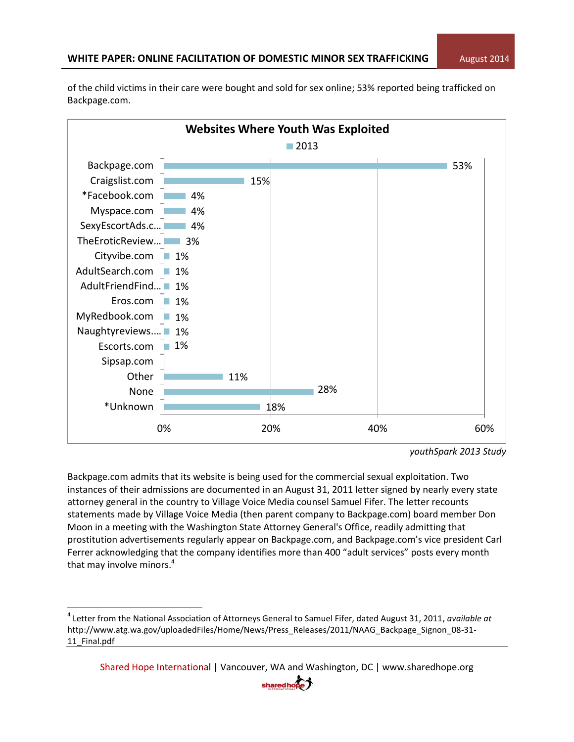of the child victims in their care were bought and sold for sex online; 53% reported being trafficked on Backpage.com.

**Websites Where Youth Was Exploited**

| Website | 2013 |
|---|---|
| Backpage.com | 53% |
| Craigslist.com | 15% |
| *Facebook.com | 4% |
| Myspace.com | 4% |
| SexyEscortAds.c... | 4% |
| TheEroticReview... | 3% |
| Cityvibe.com | 1% |
| AdultSearch.com | 1% |
| AdultFriendFind... | 1% |
| Eros.com | 1% |
| MyRedbook.com | 1% |
| Naughtyreviews.... | 1% |
| Escorts.com | 1% |
| Sipsap.com | |
| Other | 11% |
| None | 28% |
| *Unknown | 18% |

*youthSpark 2013 Study*

Backpage.com admits that its website is being used for the commercial sexual exploitation. Two instances of their admissions are documented in an August 31, 2011 letter signed by nearly every state attorney general in the country to Village Voice Media counsel Samuel Fifer. The letter recounts statements made by Village Voice Media (then parent company to Backpage.com) board member Don Moon in a meeting with the Washington State Attorney General's Office, readily admitting that prostitution advertisements regularly appear on Backpage.com, and Backpage.com's vice president Carl Ferrer acknowledging that the company identifies more than 400 "adult services" posts every month that may involve minors.[4]

---

[4] Letter from the National Association of Attorneys General to Samuel Fifer, dated August 31, 2011, *available at* http://www.atg.wa.gov/uploadedFiles/Home/News/Press_Releases/2011/NAAG_Backpage_Signon_08-31-11_Final.pdf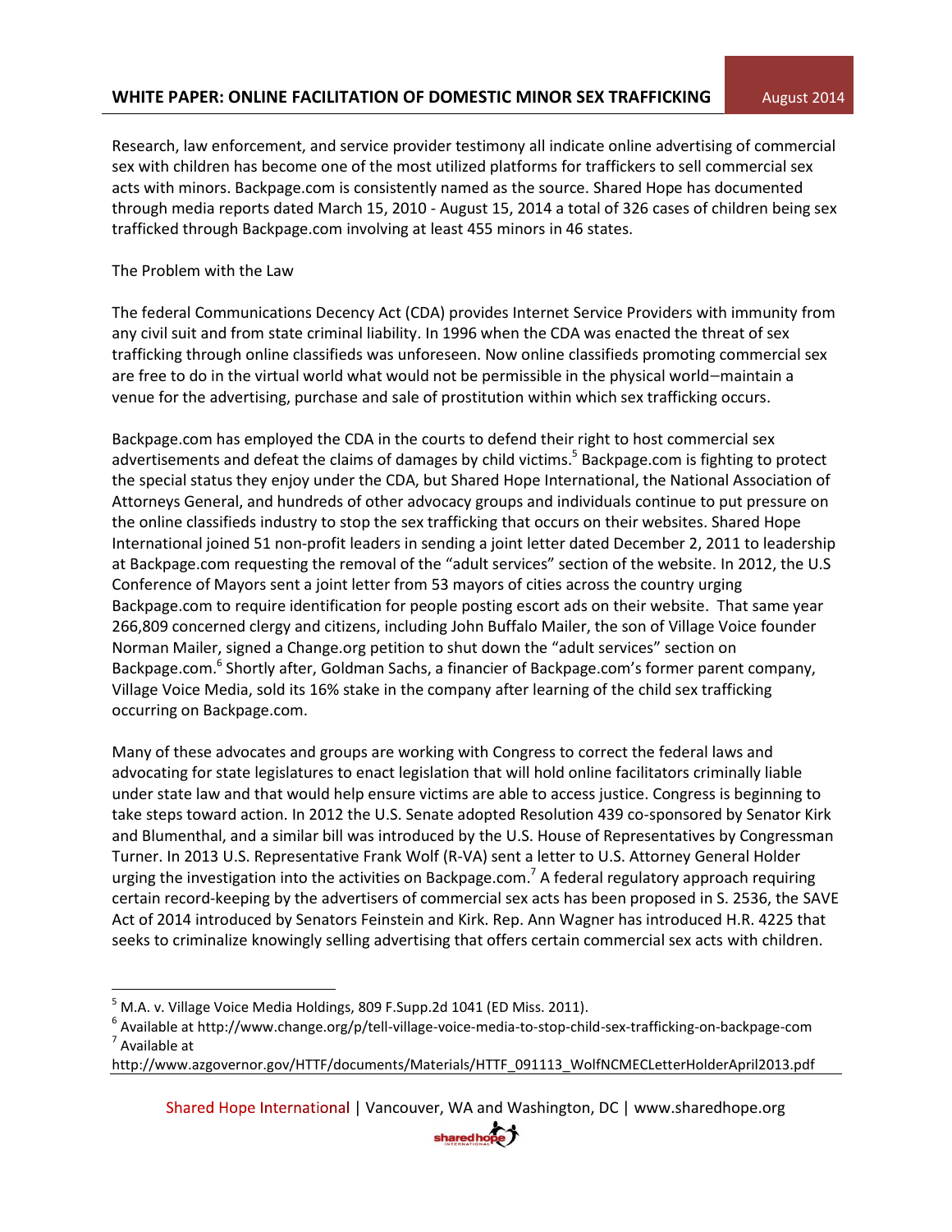Research, law enforcement, and service provider testimony all indicate online advertising of commercial sex with children has become one of the most utilized platforms for traffickers to sell commercial sex acts with minors. Backpage.com is consistently named as the source. Shared Hope has documented through media reports dated March 15, 2010 - August 15, 2014 a total of 326 cases of children being sex trafficked through Backpage.com involving at least 455 minors in 46 states.

The Problem with the Law

The federal Communications Decency Act (CDA) provides Internet Service Providers with immunity from any civil suit and from state criminal liability. In 1996 when the CDA was enacted the threat of sex trafficking through online classifieds was unforeseen. Now online classifieds promoting commercial sex are free to do in the virtual world what would not be permissible in the physical world–maintain a venue for the advertising, purchase and sale of prostitution within which sex trafficking occurs.

Backpage.com has employed the CDA in the courts to defend their right to host commercial sex advertisements and defeat the claims of damages by child victims.[5] Backpage.com is fighting to protect the special status they enjoy under the CDA, but Shared Hope International, the National Association of Attorneys General, and hundreds of other advocacy groups and individuals continue to put pressure on the online classifieds industry to stop the sex trafficking that occurs on their websites. Shared Hope International joined 51 non-profit leaders in sending a joint letter dated December 2, 2011 to leadership at Backpage.com requesting the removal of the "adult services" section of the website. In 2012, the U.S Conference of Mayors sent a joint letter from 53 mayors of cities across the country urging Backpage.com to require identification for people posting escort ads on their website. That same year 266,809 concerned clergy and citizens, including John Buffalo Mailer, the son of Village Voice founder Norman Mailer, signed a Change.org petition to shut down the "adult services" section on Backpage.com.[6] Shortly after, Goldman Sachs, a financier of Backpage.com's former parent company, Village Voice Media, sold its 16% stake in the company after learning of the child sex trafficking occurring on Backpage.com.

Many of these advocates and groups are working with Congress to correct the federal laws and advocating for state legislatures to enact legislation that will hold online facilitators criminally liable under state law and that would help ensure victims are able to access justice. Congress is beginning to take steps toward action. In 2012 the U.S. Senate adopted Resolution 439 co-sponsored by Senator Kirk and Blumenthal, and a similar bill was introduced by the U.S. House of Representatives by Congressman Turner. In 2013 U.S. Representative Frank Wolf (R-VA) sent a letter to U.S. Attorney General Holder urging the investigation into the activities on Backpage.com.[7] A federal regulatory approach requiring certain record-keeping by the advertisers of commercial sex acts has been proposed in S. 2536, the SAVE Act of 2014 introduced by Senators Feinstein and Kirk. Rep. Ann Wagner has introduced H.R. 4225 that seeks to criminalize knowingly selling advertising that offers certain commercial sex acts with children.

---

[5] M.A. v. Village Voice Media Holdings, 809 F.Supp.2d 1041 (ED Miss. 2011).

[6] Available at http://www.change.org/p/tell-village-voice-media-to-stop-child-sex-trafficking-on-backpage-com

[7] Available at http://www.azgovernor.gov/HTTF/documents/Materials/HTTF_091113_WolfNCMECLetterHolderApril2013.pdf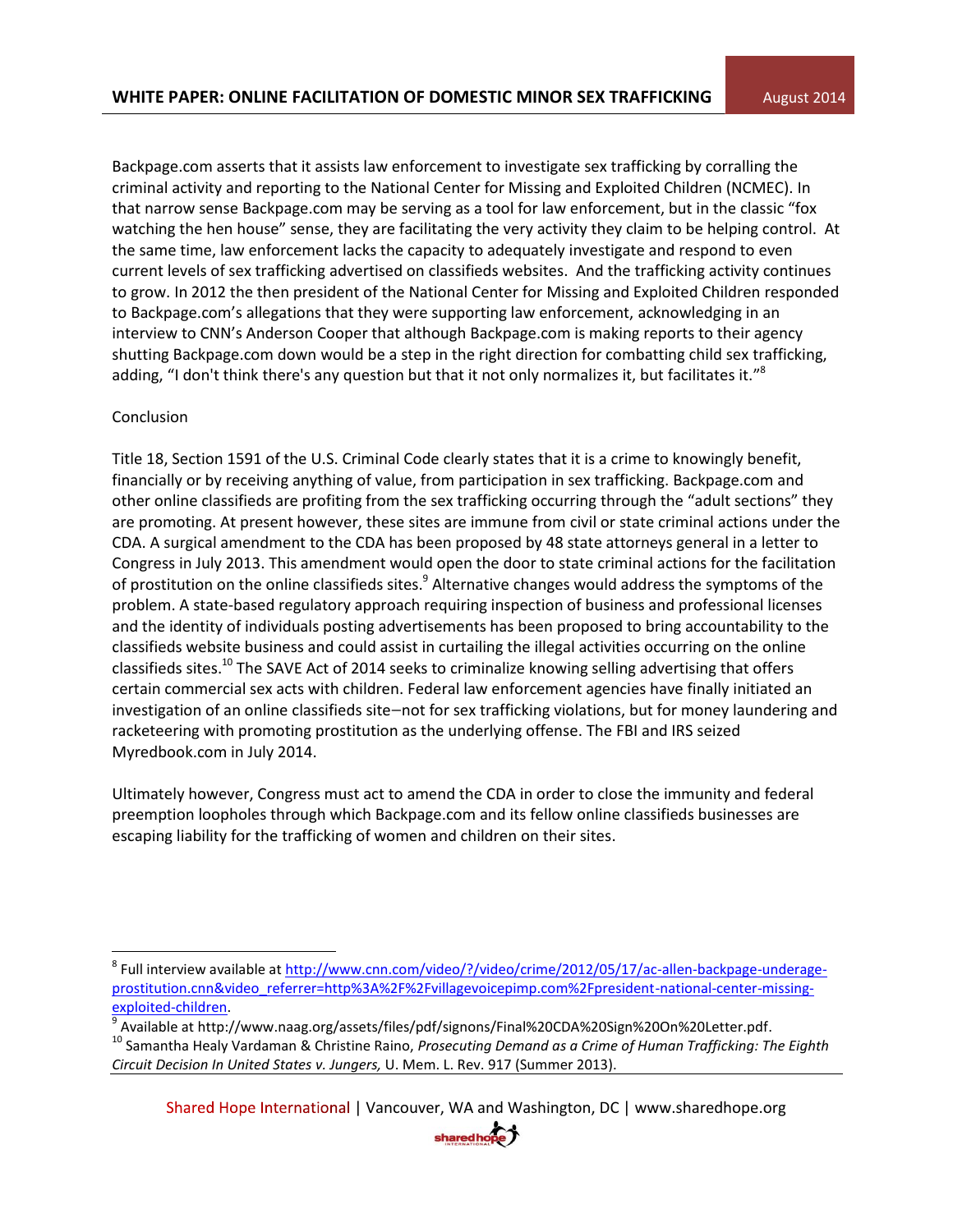Backpage.com asserts that it assists law enforcement to investigate sex trafficking by corralling the criminal activity and reporting to the National Center for Missing and Exploited Children (NCMEC). In that narrow sense Backpage.com may be serving as a tool for law enforcement, but in the classic "fox watching the hen house" sense, they are facilitating the very activity they claim to be helping control. At the same time, law enforcement lacks the capacity to adequately investigate and respond to even current levels of sex trafficking advertised on classifieds websites. And the trafficking activity continues to grow. In 2012 the then president of the National Center for Missing and Exploited Children responded to Backpage.com's allegations that they were supporting law enforcement, acknowledging in an interview to CNN's Anderson Cooper that although Backpage.com is making reports to their agency shutting Backpage.com down would be a step in the right direction for combatting child sex trafficking, adding, "I don't think there's any question but that it not only normalizes it, but facilitates it."[8]

## Conclusion

Title 18, Section 1591 of the U.S. Criminal Code clearly states that it is a crime to knowingly benefit, financially or by receiving anything of value, from participation in sex trafficking. Backpage.com and other online classifieds are profiting from the sex trafficking occurring through the "adult sections" they are promoting. At present however, these sites are immune from civil or state criminal actions under the CDA. A surgical amendment to the CDA has been proposed by 48 state attorneys general in a letter to Congress in July 2013. This amendment would open the door to state criminal actions for the facilitation of prostitution on the online classifieds sites.[9] Alternative changes would address the symptoms of the problem. A state-based regulatory approach requiring inspection of business and professional licenses and the identity of individuals posting advertisements has been proposed to bring accountability to the classifieds website business and could assist in curtailing the illegal activities occurring on the online classifieds sites.[10] The SAVE Act of 2014 seeks to criminalize knowing selling advertising that offers certain commercial sex acts with children. Federal law enforcement agencies have finally initiated an investigation of an online classifieds site–not for sex trafficking violations, but for money laundering and racketeering with promoting prostitution as the underlying offense. The FBI and IRS seized Myredbook.com in July 2014.

Ultimately however, Congress must act to amend the CDA in order to close the immunity and federal preemption loopholes through which Backpage.com and its fellow online classifieds businesses are escaping liability for the trafficking of women and children on their sites.

---

[8] Full interview available at http://www.cnn.com/video/?/video/crime/2012/05/17/ac-allen-backpage-underage-prostitution.cnn&video_referrer=http%3A%2F%2Fvillagevoicepimp.com%2Fpresident-national-center-missing-exploited-children.

[9] Available at http://www.naag.org/assets/files/pdf/signons/Final%20CDA%20Sign%20On%20Letter.pdf.

[10] Samantha Healy Vardaman & Christine Raino, *Prosecuting Demand as a Crime of Human Trafficking: The Eighth Circuit Decision In United States v. Jungers,* U. Mem. L. Rev. 917 (Summer 2013).